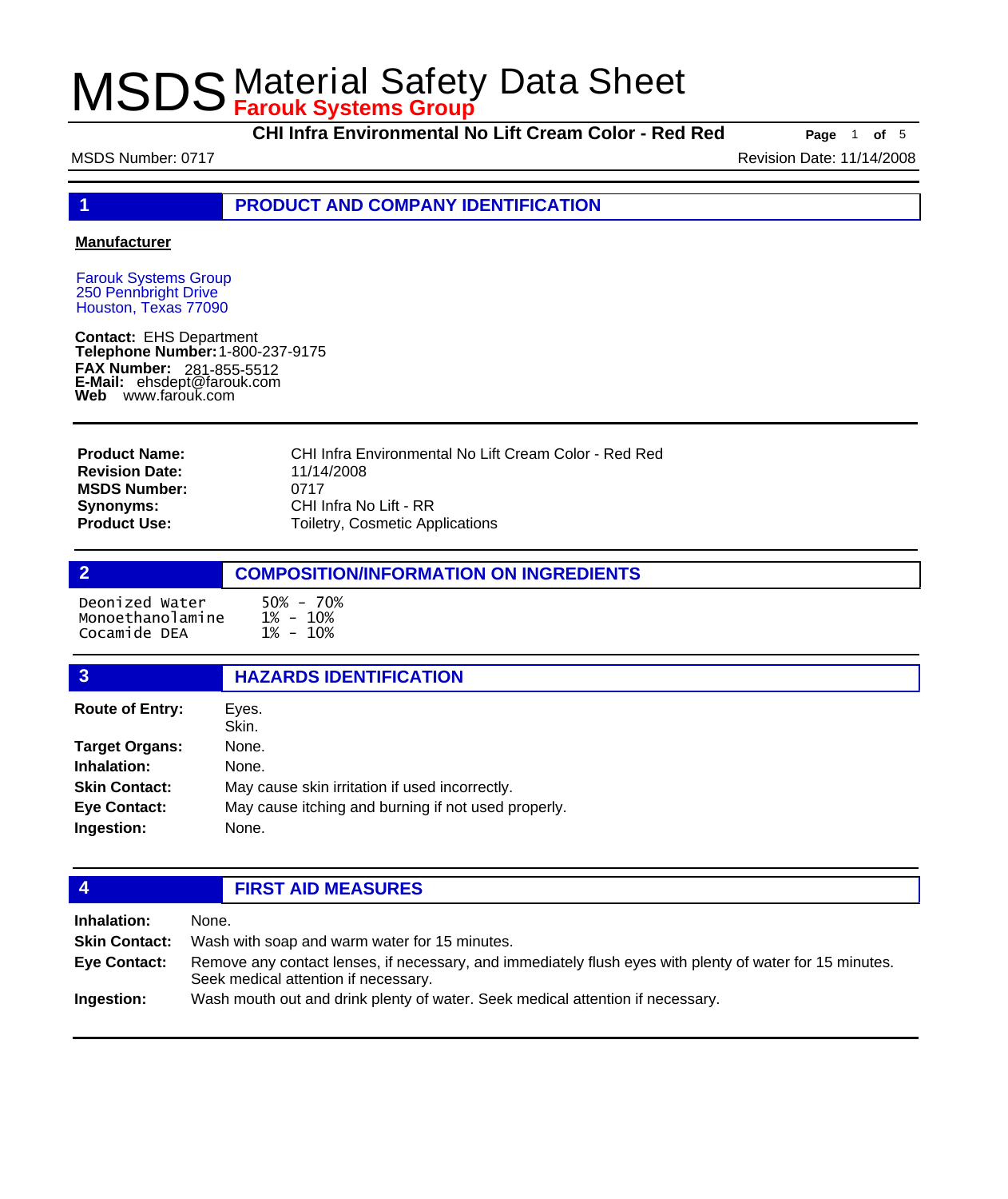# MSDS Material Safety Data Sheet

**Farouk Systems Group**

**CHI Infra Environmental No Lift Cream Color - Red Red**

MSDS Number: 0717

Revision Date: 11/14/2008

## 1 PRODUCT AND COMPANY IDENTIFICATION

**Manufacturer**

Farouk Systems Group
250 Pennbright Drive
Houston, Texas 77090

**Contact:** EHS Department
**Telephone Number:** 1-800-237-9175
**FAX Number:** 281-855-5512
**E-Mail:** ehsdept@farouk.com
**Web** www.farouk.com

| | |
|---|---|
| **Product Name:** | CHI Infra Environmental No Lift Cream Color - Red Red |
| **Revision Date:** | 11/14/2008 |
| **MSDS Number:** | 0717 |
| **Synonyms:** | CHI Infra No Lift - RR |
| **Product Use:** | Toiletry, Cosmetic Applications |

## 2 COMPOSITION/INFORMATION ON INGREDIENTS

| | |
|---|---|
| Deonized Water | 50% - 70% |
| Monoethanolamine | 1% - 10% |
| Cocamide DEA | 1% - 10% |

## 3 HAZARDS IDENTIFICATION

| | |
|---|---|
| **Route of Entry:** | Eyes.<br>Skin. |
| **Target Organs:** | None. |
| **Inhalation:** | None. |
| **Skin Contact:** | May cause skin irritation if used incorrectly. |
| **Eye Contact:** | May cause itching and burning if not used properly. |
| **Ingestion:** | None. |

## 4 FIRST AID MEASURES

| | |
|---|---|
| **Inhalation:** | None. |
| **Skin Contact:** | Wash with soap and warm water for 15 minutes. |
| **Eye Contact:** | Remove any contact lenses, if necessary, and immediately flush eyes with plenty of water for 15 minutes. Seek medical attention if necessary. |
| **Ingestion:** | Wash mouth out and drink plenty of water. Seek medical attention if necessary. |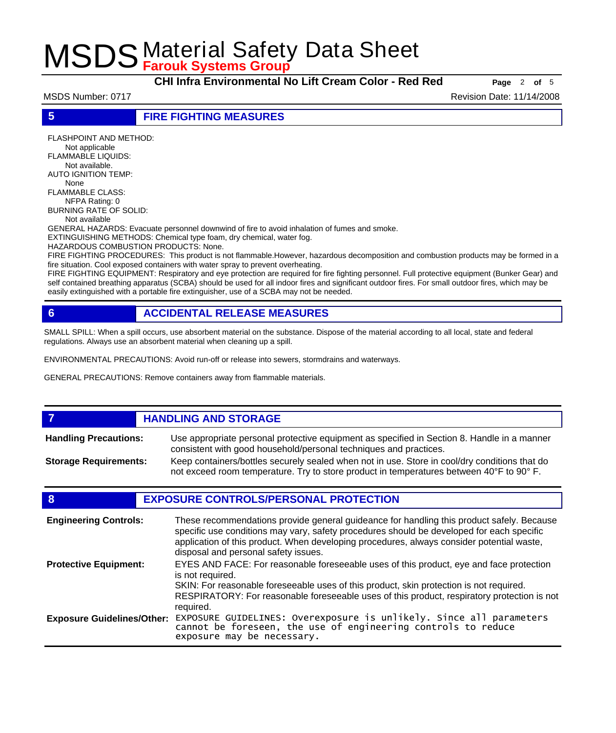## 5 FIRE FIGHTING MEASURES

FLASHPOINT AND METHOD:
Not applicable

FLAMMABLE LIQUIDS:
Not available.

AUTO IGNITION TEMP:
None

FLAMMABLE CLASS:
NFPA Rating: 0

BURNING RATE OF SOLID:
Not available

GENERAL HAZARDS: Evacuate personnel downwind of fire to avoid inhalation of fumes and smoke.

EXTINGUISHING METHODS: Chemical type foam, dry chemical, water fog.

HAZARDOUS COMBUSTION PRODUCTS: None.

FIRE FIGHTING PROCEDURES: This product is not flammable.However, hazardous decomposition and combustion products may be formed in a fire situation. Cool exposed containers with water spray to prevent overheating.

FIRE FIGHTING EQUIPMENT: Respiratory and eye protection are required for fire fighting personnel. Full protective equipment (Bunker Gear) and self contained breathing apparatus (SCBA) should be used for all indoor fires and significant outdoor fires. For small outdoor fires, which may be easily extinguished with a portable fire extinguisher, use of a SCBA may not be needed.

## 6 ACCIDENTAL RELEASE MEASURES

SMALL SPILL: When a spill occurs, use absorbent material on the substance. Dispose of the material according to all local, state and federal regulations. Always use an absorbent material when cleaning up a spill.

ENVIRONMENTAL PRECAUTIONS: Avoid run-off or release into sewers, stormdrains and waterways.

GENERAL PRECAUTIONS: Remove containers away from flammable materials.

## 7 HANDLING AND STORAGE

**Handling Precautions:** Use appropriate personal protective equipment as specified in Section 8. Handle in a manner consistent with good household/personal techniques and practices.

**Storage Requirements:** Keep containers/bottles securely sealed when not in use. Store in cool/dry conditions that do not exceed room temperature. Try to store product in temperatures between 40°F to 90° F.

## 8 EXPOSURE CONTROLS/PERSONAL PROTECTION

**Engineering Controls:** These recommendations provide general guideance for handling this product safely. Because specific use conditions may vary, safety procedures should be developed for each specific application of this product. When developing procedures, always consider potential waste, disposal and personal safety issues.

**Protective Equipment:** EYES AND FACE: For reasonable foreseeable uses of this product, eye and face protection is not required.
SKIN: For reasonable foreseeable uses of this product, skin protection is not required.
RESPIRATORY: For reasonable foreseeable uses of this product, respiratory protection is not required.

**Exposure Guidelines/Other:** EXPOSURE GUIDELINES: Overexposure is unlikely. Since all parameters cannot be foreseen, the use of engineering controls to reduce exposure may be necessary.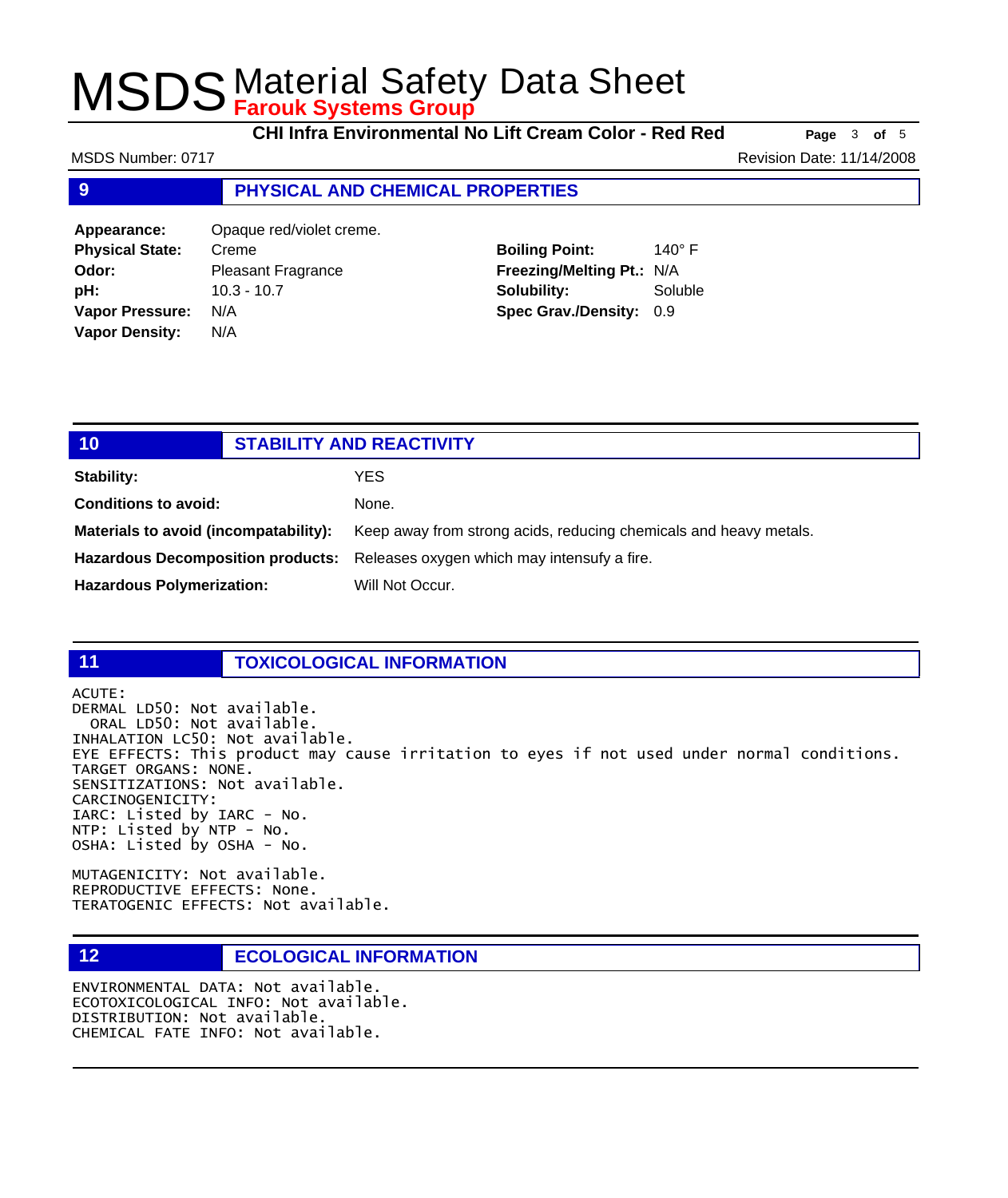## 9 PHYSICAL AND CHEMICAL PROPERTIES

| | | | |
|---|---|---|---|
| **Appearance:** | Opaque red/violet creme. | | |
| **Physical State:** | Creme | **Boiling Point:** | 140° F |
| **Odor:** | Pleasant Fragrance | **Freezing/Melting Pt.:** | N/A |
| **pH:** | 10.3 - 10.7 | **Solubility:** | Soluble |
| **Vapor Pressure:** | N/A | **Spec Grav./Density:** | 0.9 |
| **Vapor Density:** | N/A | | |

## 10 STABILITY AND REACTIVITY

| | |
|---|---|
| **Stability:** | YES |
| **Conditions to avoid:** | None. |
| **Materials to avoid (incompatability):** | Keep away from strong acids, reducing chemicals and heavy metals. |
| **Hazardous Decomposition products:** | Releases oxygen which may intensufy a fire. |
| **Hazardous Polymerization:** | Will Not Occur. |

## 11 TOXICOLOGICAL INFORMATION

ACUTE:
DERMAL LD50: Not available.
ORAL LD50: Not available.
INHALATION LC50: Not available.
EYE EFFECTS: This product may cause irritation to eyes if not used under normal conditions.
TARGET ORGANS: NONE.
SENSITIZATIONS: Not available.
CARCINOGENICITY:
IARC: Listed by IARC - No.
NTP: Listed by NTP - No.
OSHA: Listed by OSHA - No.

MUTAGENICITY: Not available.
REPRODUCTIVE EFFECTS: None.
TERATOGENIC EFFECTS: Not available.

## 12 ECOLOGICAL INFORMATION

ENVIRONMENTAL DATA: Not available.
ECOTOXICOLOGICAL INFO: Not available.
DISTRIBUTION: Not available.
CHEMICAL FATE INFO: Not available.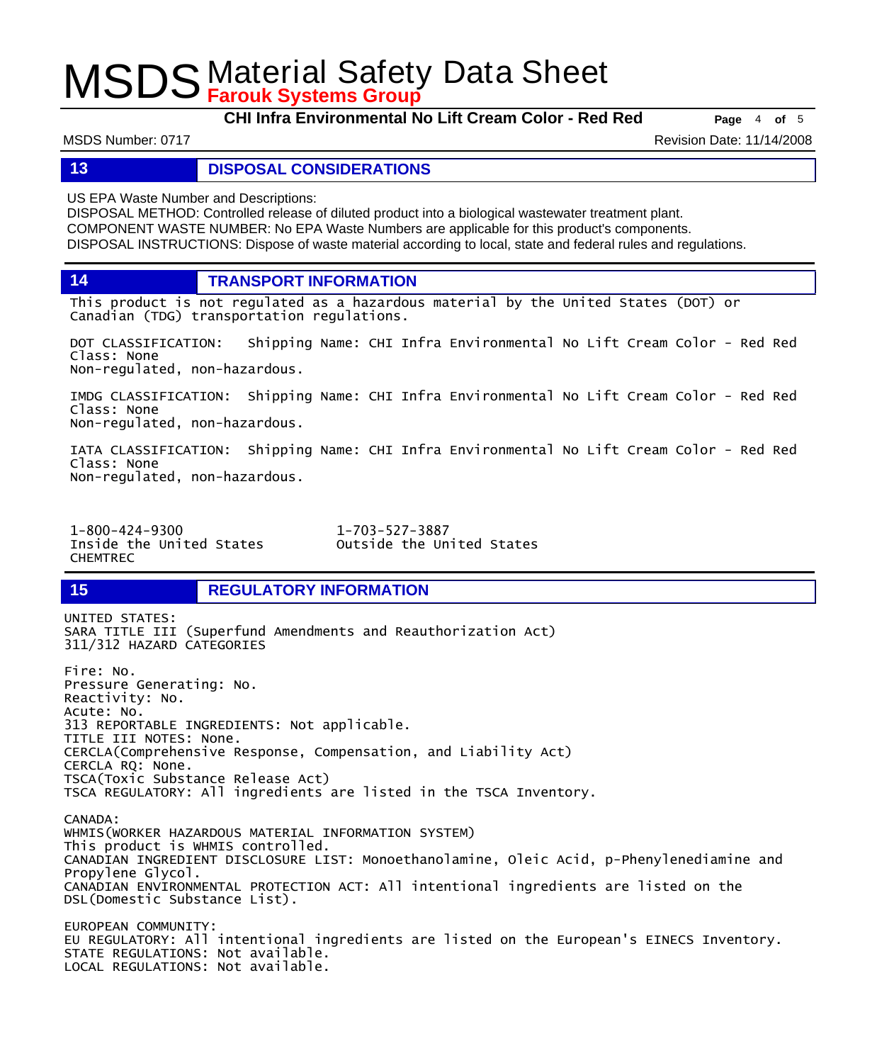## 13 DISPOSAL CONSIDERATIONS

US EPA Waste Number and Descriptions:
DISPOSAL METHOD: Controlled release of diluted product into a biological wastewater treatment plant.
COMPONENT WASTE NUMBER: No EPA Waste Numbers are applicable for this product's components.
DISPOSAL INSTRUCTIONS: Dispose of waste material according to local, state and federal rules and regulations.

## 14 TRANSPORT INFORMATION

This product is not regulated as a hazardous material by the United States (DOT) or Canadian (TDG) transportation regulations.

DOT CLASSIFICATION: Shipping Name: CHI Infra Environmental No Lift Cream Color - Red Red
Class: None
Non-regulated, non-hazardous.

IMDG CLASSIFICATION: Shipping Name: CHI Infra Environmental No Lift Cream Color - Red Red
Class: None
Non-regulated, non-hazardous.

IATA CLASSIFICATION: Shipping Name: CHI Infra Environmental No Lift Cream Color - Red Red
Class: None
Non-regulated, non-hazardous.

| | |
|---|---|
| 1-800-424-9300 | 1-703-527-3887 |
| Inside the United States | Outside the United States |
| CHEMTREC | |

## 15 REGULATORY INFORMATION

UNITED STATES:
SARA TITLE III (Superfund Amendments and Reauthorization Act)
311/312 HAZARD CATEGORIES

Fire: No.
Pressure Generating: No.
Reactivity: No.
Acute: No.
313 REPORTABLE INGREDIENTS: Not applicable.
TITLE III NOTES: None.
CERCLA(Comprehensive Response, Compensation, and Liability Act)
CERCLA RQ: None.
TSCA(Toxic Substance Release Act)
TSCA REGULATORY: All ingredients are listed in the TSCA Inventory.

CANADA:
WHMIS(WORKER HAZARDOUS MATERIAL INFORMATION SYSTEM)
This product is WHMIS controlled.
CANADIAN INGREDIENT DISCLOSURE LIST: Monoethanolamine, Oleic Acid, p-Phenylenediamine and Propylene Glycol.
CANADIAN ENVIRONMENTAL PROTECTION ACT: All intentional ingredients are listed on the DSL(Domestic Substance List).

EUROPEAN COMMUNITY:
EU REGULATORY: All intentional ingredients are listed on the European's EINECS Inventory.
STATE REGULATIONS: Not available.
LOCAL REGULATIONS: Not available.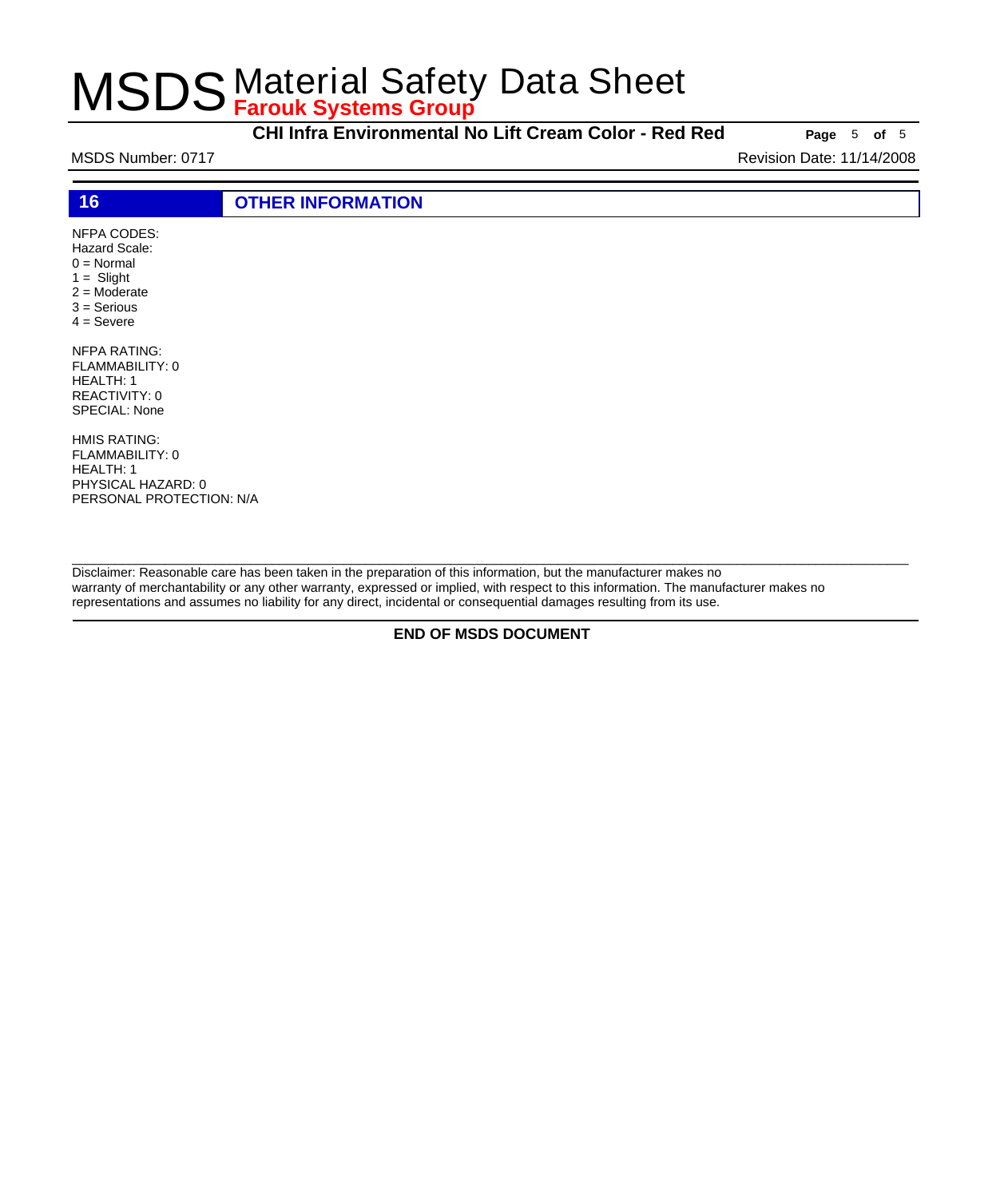## 16 OTHER INFORMATION

NFPA CODES:
Hazard Scale:
0 = Normal
1 = Slight
2 = Moderate
3 = Serious
4 = Severe

NFPA RATING:
FLAMMABILITY: 0
HEALTH: 1
REACTIVITY: 0
SPECIAL: None

HMIS RATING:
FLAMMABILITY: 0
HEALTH: 1
PHYSICAL HAZARD: 0
PERSONAL PROTECTION: N/A

---

Disclaimer: Reasonable care has been taken in the preparation of this information, but the manufacturer makes no warranty of merchantability or any other warranty, expressed or implied, with respect to this information. The manufacturer makes no representations and assumes no liability for any direct, incidental or consequential damages resulting from its use.

---

**END OF MSDS DOCUMENT**